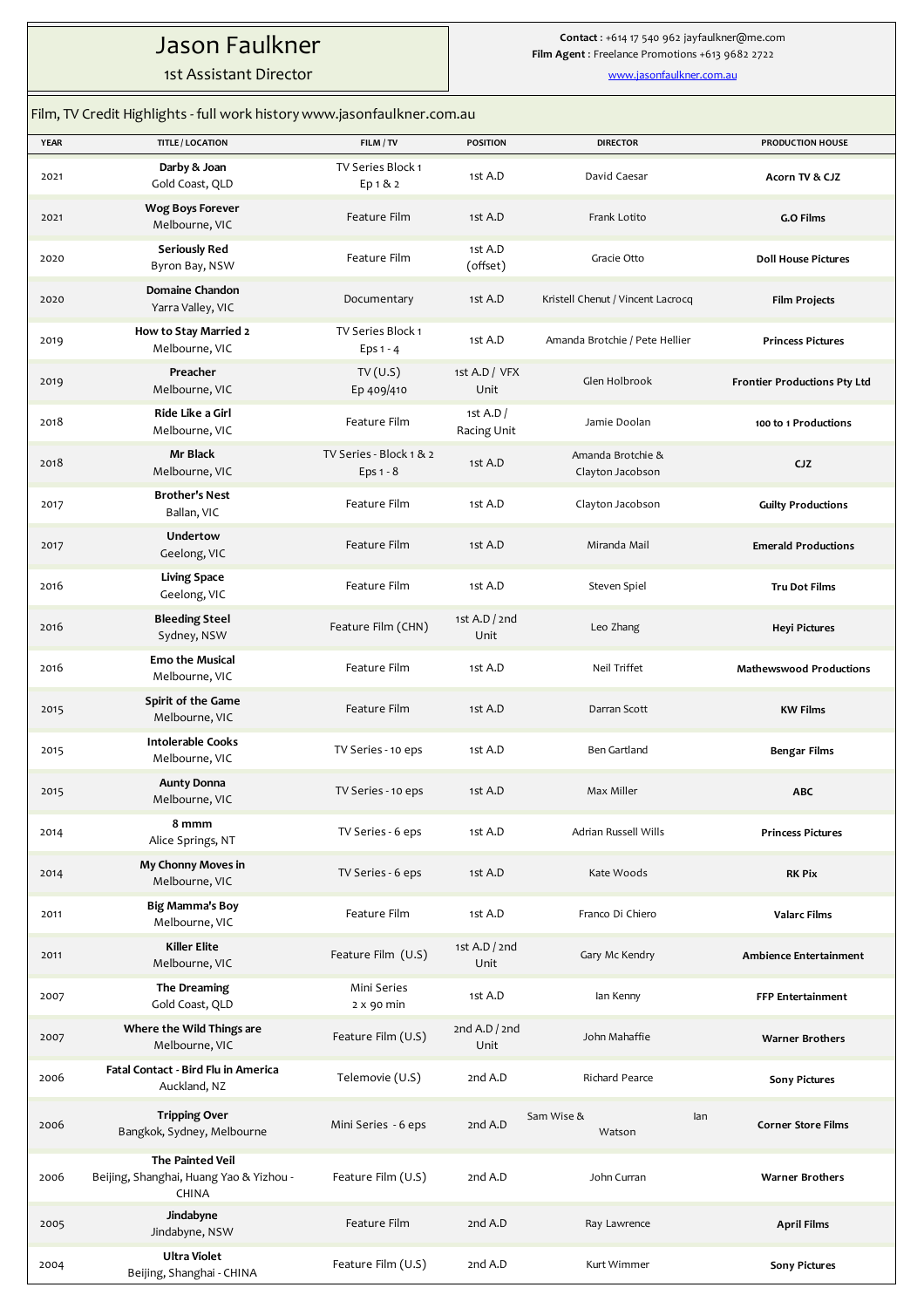# Jason Faulkner

1st Assistant Director

**Contact :** +614 17 540 962 jayfaulkner@me.com
**Film Agent :** Freelance Promotions +613 9682 2722
www.jasonfaulkner.com.au

## Film, TV Credit Highlights - full work history www.jasonfaulkner.com.au

| YEAR | TITLE / LOCATION | FILM / TV | POSITION | DIRECTOR | PRODUCTION HOUSE |
|---|---|---|---|---|---|
| 2021 | **Darby & Joan** Gold Coast, QLD | TV Series Block 1 Ep 1 & 2 | 1st A.D | David Caesar | **Acorn TV & CJZ** |
| 2021 | **Wog Boys Forever** Melbourne, VIC | Feature Film | 1st A.D | Frank Lotito | **G.O Films** |
| 2020 | **Seriously Red** Byron Bay, NSW | Feature Film | 1st A.D (offset) | Gracie Otto | **Doll House Pictures** |
| 2020 | **Domaine Chandon** Yarra Valley, VIC | Documentary | 1st A.D | Kristell Chenut / Vincent Lacrocq | **Film Projects** |
| 2019 | **How to Stay Married 2** Melbourne, VIC | TV Series Block 1 Eps 1 - 4 | 1st A.D | Amanda Brotchie / Pete Hellier | **Princess Pictures** |
| 2019 | **Preacher** Melbourne, VIC | TV (U.S) Ep 409/410 | 1st A.D / VFX Unit | Glen Holbrook | **Frontier Productions Pty Ltd** |
| 2018 | **Ride Like a Girl** Melbourne, VIC | Feature Film | 1st A.D / Racing Unit | Jamie Doolan | **100 to 1 Productions** |
| 2018 | **Mr Black** Melbourne, VIC | TV Series - Block 1 & 2 Eps 1 - 8 | 1st A.D | Amanda Brotchie & Clayton Jacobson | **CJZ** |
| 2017 | **Brother's Nest** Ballan, VIC | Feature Film | 1st A.D | Clayton Jacobson | **Guilty Productions** |
| 2017 | **Undertow** Geelong, VIC | Feature Film | 1st A.D | Miranda Mail | **Emerald Productions** |
| 2016 | **Living Space** Geelong, VIC | Feature Film | 1st A.D | Steven Spiel | **Tru Dot Films** |
| 2016 | **Bleeding Steel** Sydney, NSW | Feature Film (CHN) | 1st A.D / 2nd Unit | Leo Zhang | **Heyi Pictures** |
| 2016 | **Emo the Musical** Melbourne, VIC | Feature Film | 1st A.D | Neil Triffet | **Mathewswood Productions** |
| 2015 | **Spirit of the Game** Melbourne, VIC | Feature Film | 1st A.D | Darran Scott | **KW Films** |
| 2015 | **Intolerable Cooks** Melbourne, VIC | TV Series - 10 eps | 1st A.D | Ben Gartland | **Bengar Films** |
| 2015 | **Aunty Donna** Melbourne, VIC | TV Series - 10 eps | 1st A.D | Max Miller | **ABC** |
| 2014 | **8 mmm** Alice Springs, NT | TV Series - 6 eps | 1st A.D | Adrian Russell Wills | **Princess Pictures** |
| 2014 | **My Chonny Moves in** Melbourne, VIC | TV Series - 6 eps | 1st A.D | Kate Woods | **RK Pix** |
| 2011 | **Big Mamma's Boy** Melbourne, VIC | Feature Film | 1st A.D | Franco Di Chiero | **Valarc Films** |
| 2011 | **Killer Elite** Melbourne, VIC | Feature Film (U.S) | 1st A.D / 2nd Unit | Gary Mc Kendry | **Ambience Entertainment** |
| 2007 | **The Dreaming** Gold Coast, QLD | Mini Series 2 x 90 min | 1st A.D | Ian Kenny | **FFP Entertainment** |
| 2007 | **Where the Wild Things are** Melbourne, VIC | Feature Film (U.S) | 2nd A.D / 2nd Unit | John Mahaffie | **Warner Brothers** |
| 2006 | **Fatal Contact - Bird Flu in America** Auckland, NZ | Telemovie (U.S) | 2nd A.D | Richard Pearce | **Sony Pictures** |
| 2006 | **Tripping Over** Bangkok, Sydney, Melbourne | Mini Series - 6 eps | 2nd A.D | Sam Wise & Ian Watson | **Corner Store Films** |
| 2006 | **The Painted Veil** Beijing, Shanghai, Huang Yao & Yizhou - CHINA | Feature Film (U.S) | 2nd A.D | John Curran | **Warner Brothers** |
| 2005 | **Jindabyne** Jindabyne, NSW | Feature Film | 2nd A.D | Ray Lawrence | **April Films** |
| 2004 | **Ultra Violet** Beijing, Shanghai - CHINA | Feature Film (U.S) | 2nd A.D | Kurt Wimmer | **Sony Pictures** |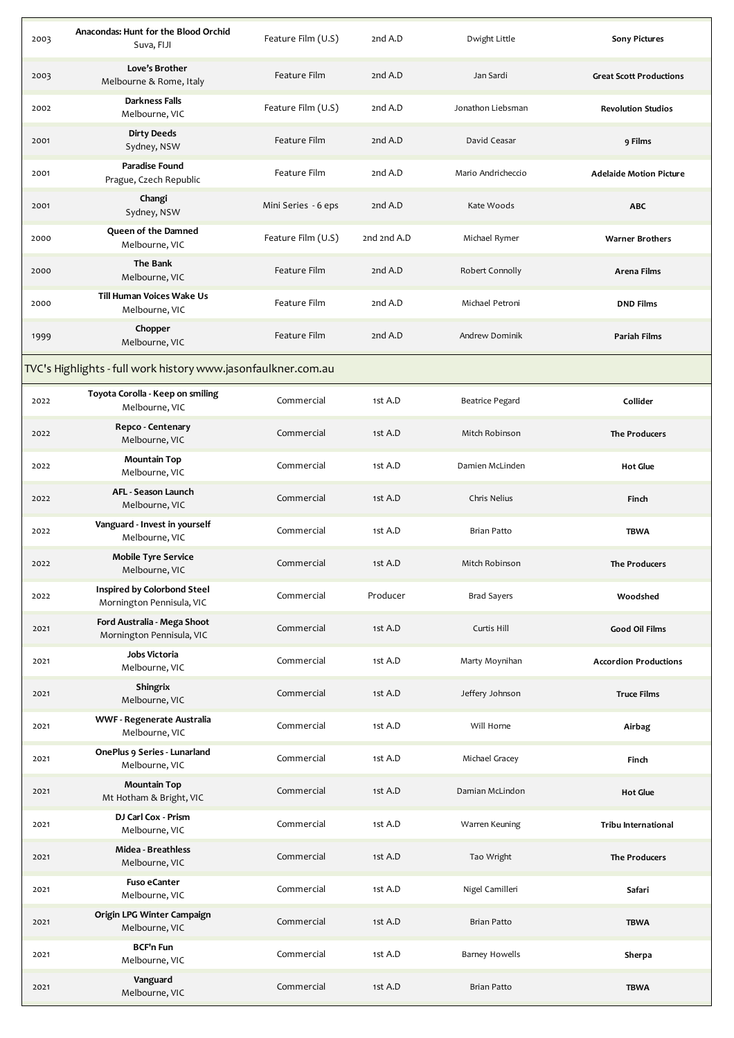| | | | | | |
|---|---|---|---|---|---|
| 2003 | **Anacondas: Hunt for the Blood Orchid** Suva, FIJI | Feature Film (U.S) | 2nd A.D | Dwight Little | **Sony Pictures** |
| 2003 | **Love's Brother** Melbourne & Rome, Italy | Feature Film | 2nd A.D | Jan Sardi | **Great Scott Productions** |
| 2002 | **Darkness Falls** Melbourne, VIC | Feature Film (U.S) | 2nd A.D | Jonathon Liebsman | **Revolution Studios** |
| 2001 | **Dirty Deeds** Sydney, NSW | Feature Film | 2nd A.D | David Ceasar | **9 Films** |
| 2001 | **Paradise Found** Prague, Czech Republic | Feature Film | 2nd A.D | Mario Andricheccio | **Adelaide Motion Picture** |
| 2001 | **Changi** Sydney, NSW | Mini Series - 6 eps | 2nd A.D | Kate Woods | **ABC** |
| 2000 | **Queen of the Damned** Melbourne, VIC | Feature Film (U.S) | 2nd 2nd A.D | Michael Rymer | **Warner Brothers** |
| 2000 | **The Bank** Melbourne, VIC | Feature Film | 2nd A.D | Robert Connolly | **Arena Films** |
| 2000 | **Till Human Voices Wake Us** Melbourne, VIC | Feature Film | 2nd A.D | Michael Petroni | **DND Films** |
| 1999 | **Chopper** Melbourne, VIC | Feature Film | 2nd A.D | Andrew Dominik | **Pariah Films** |

## TVC's Highlights - full work history www.jasonfaulkner.com.au

| | | | | | |
|---|---|---|---|---|---|
| 2022 | **Toyota Corolla - Keep on smiling** Melbourne, VIC | Commercial | 1st A.D | Beatrice Pegard | **Collider** |
| 2022 | **Repco - Centenary** Melbourne, VIC | Commercial | 1st A.D | Mitch Robinson | **The Producers** |
| 2022 | **Mountain Top** Melbourne, VIC | Commercial | 1st A.D | Damien McLinden | **Hot Glue** |
| 2022 | **AFL - Season Launch** Melbourne, VIC | Commercial | 1st A.D | Chris Nelius | **Finch** |
| 2022 | **Vanguard - Invest in yourself** Melbourne, VIC | Commercial | 1st A.D | Brian Patto | **TBWA** |
| 2022 | **Mobile Tyre Service** Melbourne, VIC | Commercial | 1st A.D | Mitch Robinson | **The Producers** |
| 2022 | **Inspired by Colorbond Steel** Mornington Pennisula, VIC | Commercial | Producer | Brad Sayers | **Woodshed** |
| 2021 | **Ford Australia - Mega Shoot** Mornington Pennisula, VIC | Commercial | 1st A.D | Curtis Hill | **Good Oil Films** |
| 2021 | **Jobs Victoria** Melbourne, VIC | Commercial | 1st A.D | Marty Moynihan | **Accordion Productions** |
| 2021 | **Shingrix** Melbourne, VIC | Commercial | 1st A.D | Jeffery Johnson | **Truce Films** |
| 2021 | **WWF - Regenerate Australia** Melbourne, VIC | Commercial | 1st A.D | Will Horne | **Airbag** |
| 2021 | **OnePlus 9 Series - Lunarland** Melbourne, VIC | Commercial | 1st A.D | Michael Gracey | **Finch** |
| 2021 | **Mountain Top** Mt Hotham & Bright, VIC | Commercial | 1st A.D | Damian McLindon | **Hot Glue** |
| 2021 | **DJ Carl Cox - Prism** Melbourne, VIC | Commercial | 1st A.D | Warren Keuning | **Tribu International** |
| 2021 | **Midea - Breathless** Melbourne, VIC | Commercial | 1st A.D | Tao Wright | **The Producers** |
| 2021 | **Fuso eCanter** Melbourne, VIC | Commercial | 1st A.D | Nigel Camilleri | **Safari** |
| 2021 | **Origin LPG Winter Campaign** Melbourne, VIC | Commercial | 1st A.D | Brian Patto | **TBWA** |
| 2021 | **BCF'n Fun** Melbourne, VIC | Commercial | 1st A.D | Barney Howells | **Sherpa** |
| 2021 | **Vanguard** Melbourne, VIC | Commercial | 1st A.D | Brian Patto | **TBWA** |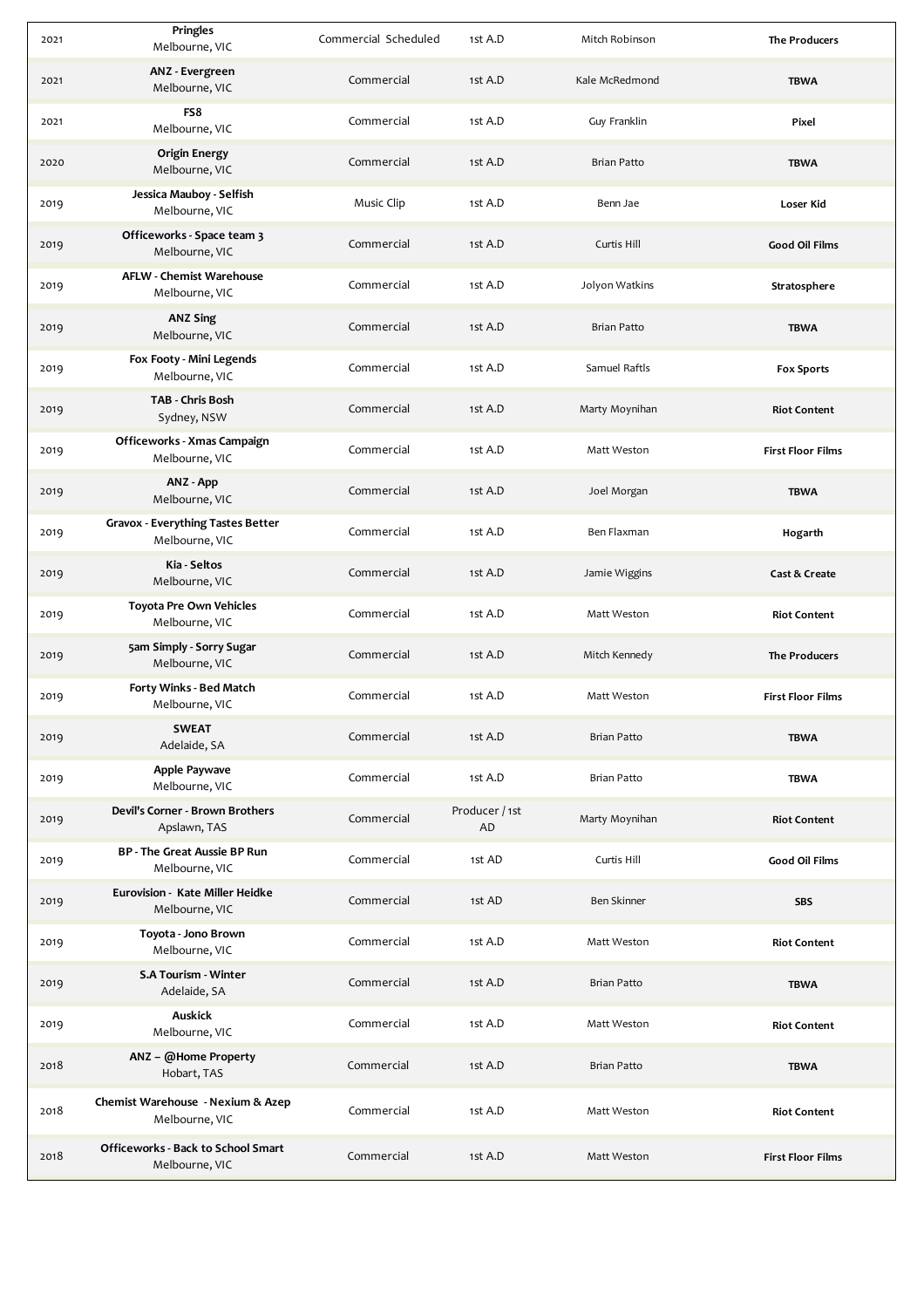| | | | | | |
|---|---|---|---|---|---|
| 2021 | **Pringles**<br>Melbourne, VIC | Commercial Scheduled | 1st A.D | Mitch Robinson | **The Producers** |
| 2021 | **ANZ - Evergreen**<br>Melbourne, VIC | Commercial | 1st A.D | Kale McRedmond | **TBWA** |
| 2021 | **FS8**<br>Melbourne, VIC | Commercial | 1st A.D | Guy Franklin | **Pixel** |
| 2020 | **Origin Energy**<br>Melbourne, VIC | Commercial | 1st A.D | Brian Patto | **TBWA** |
| 2019 | **Jessica Mauboy - Selfish**<br>Melbourne, VIC | Music Clip | 1st A.D | Benn Jae | **Loser Kid** |
| 2019 | **Officeworks - Space team 3**<br>Melbourne, VIC | Commercial | 1st A.D | Curtis Hill | **Good Oil Films** |
| 2019 | **AFLW - Chemist Warehouse**<br>Melbourne, VIC | Commercial | 1st A.D | Jolyon Watkins | **Stratosphere** |
| 2019 | **ANZ Sing**<br>Melbourne, VIC | Commercial | 1st A.D | Brian Patto | **TBWA** |
| 2019 | **Fox Footy - Mini Legends**<br>Melbourne, VIC | Commercial | 1st A.D | Samuel Raftls | **Fox Sports** |
| 2019 | **TAB - Chris Bosh**<br>Sydney, NSW | Commercial | 1st A.D | Marty Moynihan | **Riot Content** |
| 2019 | **Officeworks - Xmas Campaign**<br>Melbourne, VIC | Commercial | 1st A.D | Matt Weston | **First Floor Films** |
| 2019 | **ANZ - App**<br>Melbourne, VIC | Commercial | 1st A.D | Joel Morgan | **TBWA** |
| 2019 | **Gravox - Everything Tastes Better**<br>Melbourne, VIC | Commercial | 1st A.D | Ben Flaxman | **Hogarth** |
| 2019 | **Kia - Seltos**<br>Melbourne, VIC | Commercial | 1st A.D | Jamie Wiggins | **Cast & Create** |
| 2019 | **Toyota Pre Own Vehicles**<br>Melbourne, VIC | Commercial | 1st A.D | Matt Weston | **Riot Content** |
| 2019 | **5am Simply - Sorry Sugar**<br>Melbourne, VIC | Commercial | 1st A.D | Mitch Kennedy | **The Producers** |
| 2019 | **Forty Winks - Bed Match**<br>Melbourne, VIC | Commercial | 1st A.D | Matt Weston | **First Floor Films** |
| 2019 | **SWEAT**<br>Adelaide, SA | Commercial | 1st A.D | Brian Patto | **TBWA** |
| 2019 | **Apple Paywave**<br>Melbourne, VIC | Commercial | 1st A.D | Brian Patto | **TBWA** |
| 2019 | **Devil's Corner - Brown Brothers**<br>Apslawn, TAS | Commercial | Producer / 1st AD | Marty Moynihan | **Riot Content** |
| 2019 | **BP - The Great Aussie BP Run**<br>Melbourne, VIC | Commercial | 1st AD | Curtis Hill | **Good Oil Films** |
| 2019 | **Eurovision - Kate Miller Heidke**<br>Melbourne, VIC | Commercial | 1st AD | Ben Skinner | **SBS** |
| 2019 | **Toyota - Jono Brown**<br>Melbourne, VIC | Commercial | 1st A.D | Matt Weston | **Riot Content** |
| 2019 | **S.A Tourism - Winter**<br>Adelaide, SA | Commercial | 1st A.D | Brian Patto | **TBWA** |
| 2019 | **Auskick**<br>Melbourne, VIC | Commercial | 1st A.D | Matt Weston | **Riot Content** |
| 2018 | **ANZ – @Home Property**<br>Hobart, TAS | Commercial | 1st A.D | Brian Patto | **TBWA** |
| 2018 | **Chemist Warehouse - Nexium & Azep**<br>Melbourne, VIC | Commercial | 1st A.D | Matt Weston | **Riot Content** |
| 2018 | **Officeworks - Back to School Smart**<br>Melbourne, VIC | Commercial | 1st A.D | Matt Weston | **First Floor Films** |